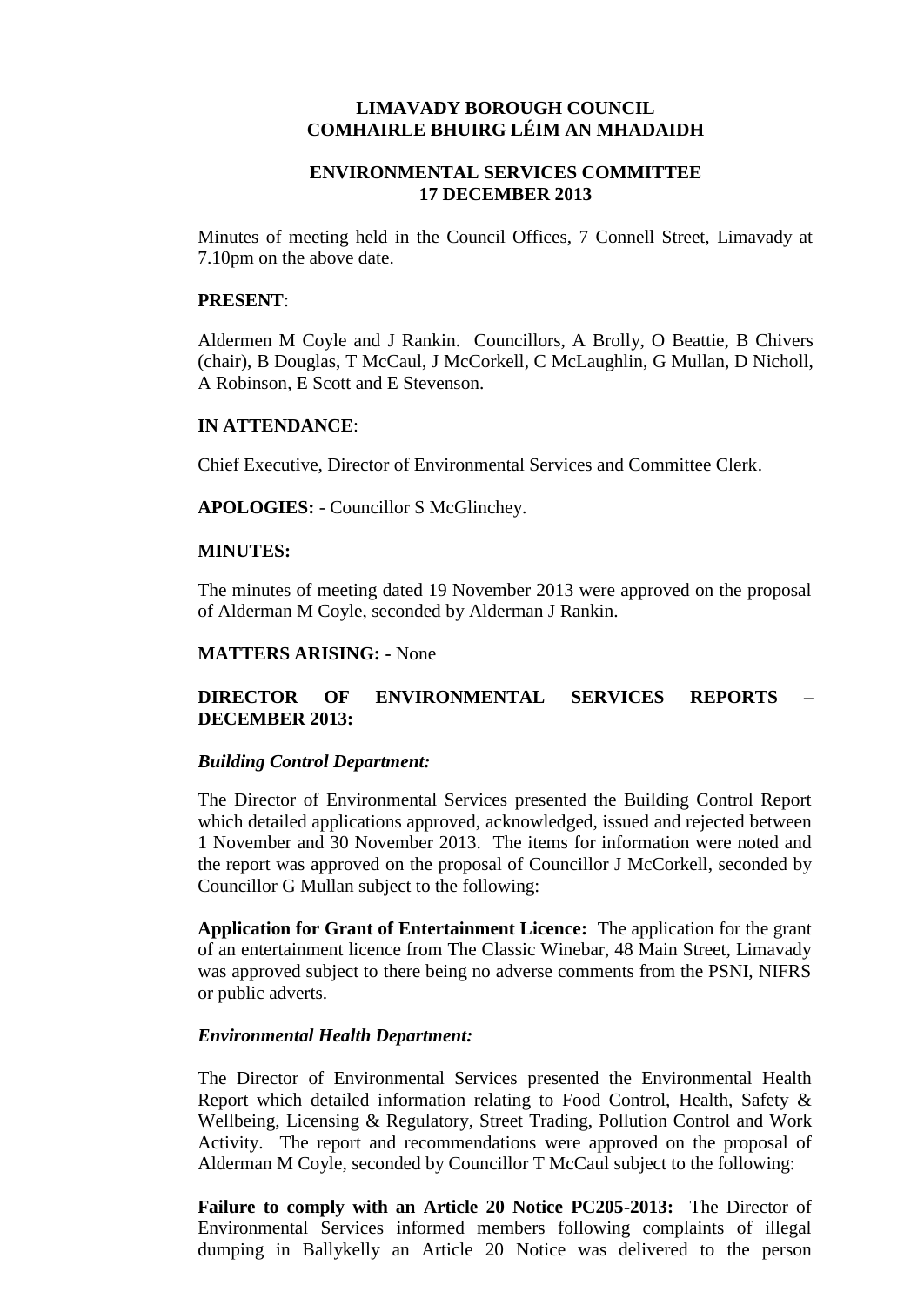**LIMAVADY BOROUGH COUNCIL**
**COMHAIRLE BHUIRG LÉIM AN MHADAIDH**

**ENVIRONMENTAL SERVICES COMMITTEE**
**17 DECEMBER 2013**

Minutes of meeting held in the Council Offices, 7 Connell Street, Limavady at 7.10pm on the above date.

**PRESENT**:

Aldermen M Coyle and J Rankin. Councillors, A Brolly, O Beattie, B Chivers (chair), B Douglas, T McCaul, J McCorkell, C McLaughlin, G Mullan, D Nicholl, A Robinson, E Scott and E Stevenson.

**IN ATTENDANCE**:

Chief Executive, Director of Environmental Services and Committee Clerk.

**APOLOGIES:** - Councillor S McGlinchey.

**MINUTES:**

The minutes of meeting dated 19 November 2013 were approved on the proposal of Alderman M Coyle, seconded by Alderman J Rankin.

**MATTERS ARISING:** - None

**DIRECTOR OF ENVIRONMENTAL SERVICES REPORTS – DECEMBER 2013:**

***Building Control Department:***

The Director of Environmental Services presented the Building Control Report which detailed applications approved, acknowledged, issued and rejected between 1 November and 30 November 2013. The items for information were noted and the report was approved on the proposal of Councillor J McCorkell, seconded by Councillor G Mullan subject to the following:

**Application for Grant of Entertainment Licence:** The application for the grant of an entertainment licence from The Classic Winebar, 48 Main Street, Limavady was approved subject to there being no adverse comments from the PSNI, NIFRS or public adverts.

***Environmental Health Department:***

The Director of Environmental Services presented the Environmental Health Report which detailed information relating to Food Control, Health, Safety & Wellbeing, Licensing & Regulatory, Street Trading, Pollution Control and Work Activity. The report and recommendations were approved on the proposal of Alderman M Coyle, seconded by Councillor T McCaul subject to the following:

**Failure to comply with an Article 20 Notice PC205-2013:** The Director of Environmental Services informed members following complaints of illegal dumping in Ballykelly an Article 20 Notice was delivered to the person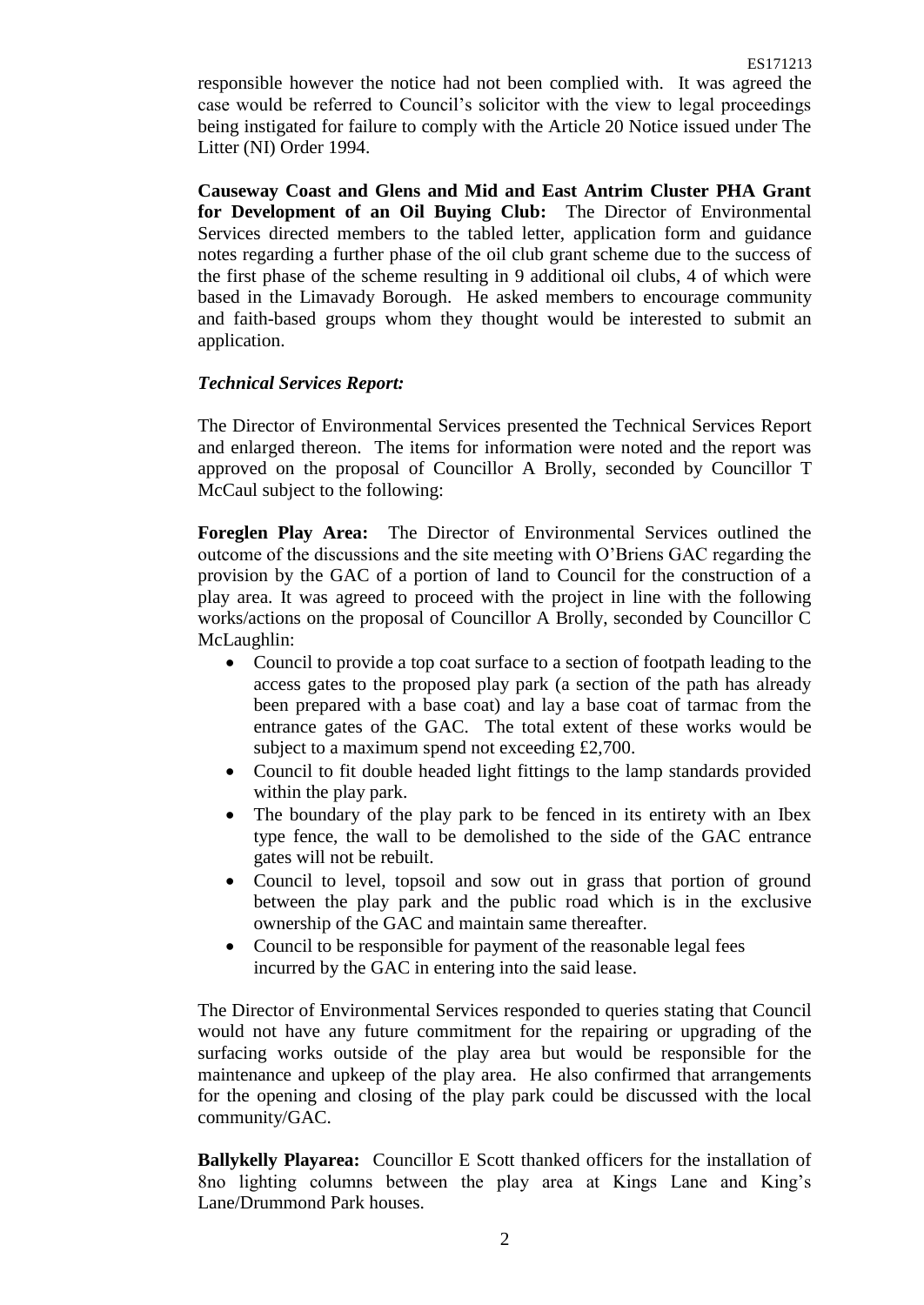responsible however the notice had not been complied with. It was agreed the case would be referred to Council's solicitor with the view to legal proceedings being instigated for failure to comply with the Article 20 Notice issued under The Litter (NI) Order 1994.

**Causeway Coast and Glens and Mid and East Antrim Cluster PHA Grant for Development of an Oil Buying Club:** The Director of Environmental Services directed members to the tabled letter, application form and guidance notes regarding a further phase of the oil club grant scheme due to the success of the first phase of the scheme resulting in 9 additional oil clubs, 4 of which were based in the Limavady Borough. He asked members to encourage community and faith-based groups whom they thought would be interested to submit an application.

***Technical Services Report:***

The Director of Environmental Services presented the Technical Services Report and enlarged thereon. The items for information were noted and the report was approved on the proposal of Councillor A Brolly, seconded by Councillor T McCaul subject to the following:

**Foreglen Play Area:** The Director of Environmental Services outlined the outcome of the discussions and the site meeting with O'Briens GAC regarding the provision by the GAC of a portion of land to Council for the construction of a play area. It was agreed to proceed with the project in line with the following works/actions on the proposal of Councillor A Brolly, seconded by Councillor C McLaughlin:

- Council to provide a top coat surface to a section of footpath leading to the access gates to the proposed play park (a section of the path has already been prepared with a base coat) and lay a base coat of tarmac from the entrance gates of the GAC. The total extent of these works would be subject to a maximum spend not exceeding £2,700.
- Council to fit double headed light fittings to the lamp standards provided within the play park.
- The boundary of the play park to be fenced in its entirety with an Ibex type fence, the wall to be demolished to the side of the GAC entrance gates will not be rebuilt.
- Council to level, topsoil and sow out in grass that portion of ground between the play park and the public road which is in the exclusive ownership of the GAC and maintain same thereafter.
- Council to be responsible for payment of the reasonable legal fees incurred by the GAC in entering into the said lease.

The Director of Environmental Services responded to queries stating that Council would not have any future commitment for the repairing or upgrading of the surfacing works outside of the play area but would be responsible for the maintenance and upkeep of the play area. He also confirmed that arrangements for the opening and closing of the play park could be discussed with the local community/GAC.

**Ballykelly Playarea:** Councillor E Scott thanked officers for the installation of 8no lighting columns between the play area at Kings Lane and King's Lane/Drummond Park houses.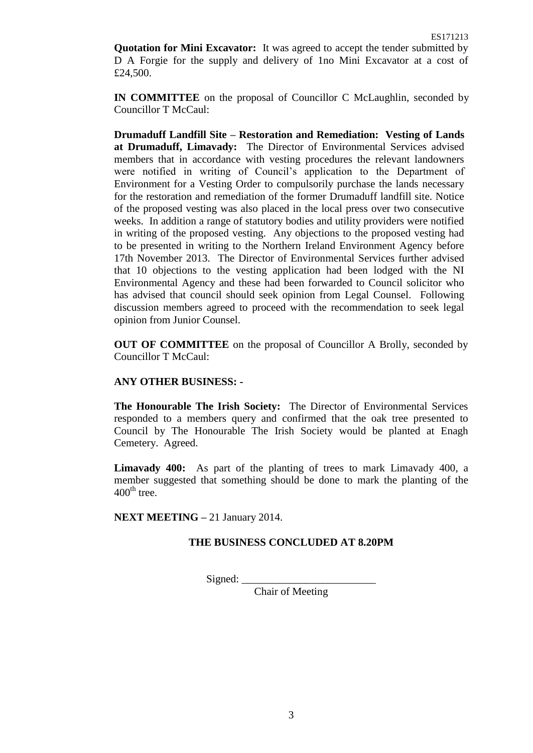**Quotation for Mini Excavator:** It was agreed to accept the tender submitted by D A Forgie for the supply and delivery of 1no Mini Excavator at a cost of £24,500.

**IN COMMITTEE** on the proposal of Councillor C McLaughlin, seconded by Councillor T McCaul:

**Drumaduff Landfill Site – Restoration and Remediation: Vesting of Lands at Drumaduff, Limavady:** The Director of Environmental Services advised members that in accordance with vesting procedures the relevant landowners were notified in writing of Council's application to the Department of Environment for a Vesting Order to compulsorily purchase the lands necessary for the restoration and remediation of the former Drumaduff landfill site. Notice of the proposed vesting was also placed in the local press over two consecutive weeks. In addition a range of statutory bodies and utility providers were notified in writing of the proposed vesting. Any objections to the proposed vesting had to be presented in writing to the Northern Ireland Environment Agency before 17th November 2013. The Director of Environmental Services further advised that 10 objections to the vesting application had been lodged with the NI Environmental Agency and these had been forwarded to Council solicitor who has advised that council should seek opinion from Legal Counsel. Following discussion members agreed to proceed with the recommendation to seek legal opinion from Junior Counsel.

**OUT OF COMMITTEE** on the proposal of Councillor A Brolly, seconded by Councillor T McCaul:

**ANY OTHER BUSINESS: -**

**The Honourable The Irish Society:** The Director of Environmental Services responded to a members query and confirmed that the oak tree presented to Council by The Honourable The Irish Society would be planted at Enagh Cemetery. Agreed.

**Limavady 400:** As part of the planting of trees to mark Limavady 400, a member suggested that something should be done to mark the planting of the 400th tree.

**NEXT MEETING –** 21 January 2014.

**THE BUSINESS CONCLUDED AT 8.20PM**

Signed: _________________________

Chair of Meeting